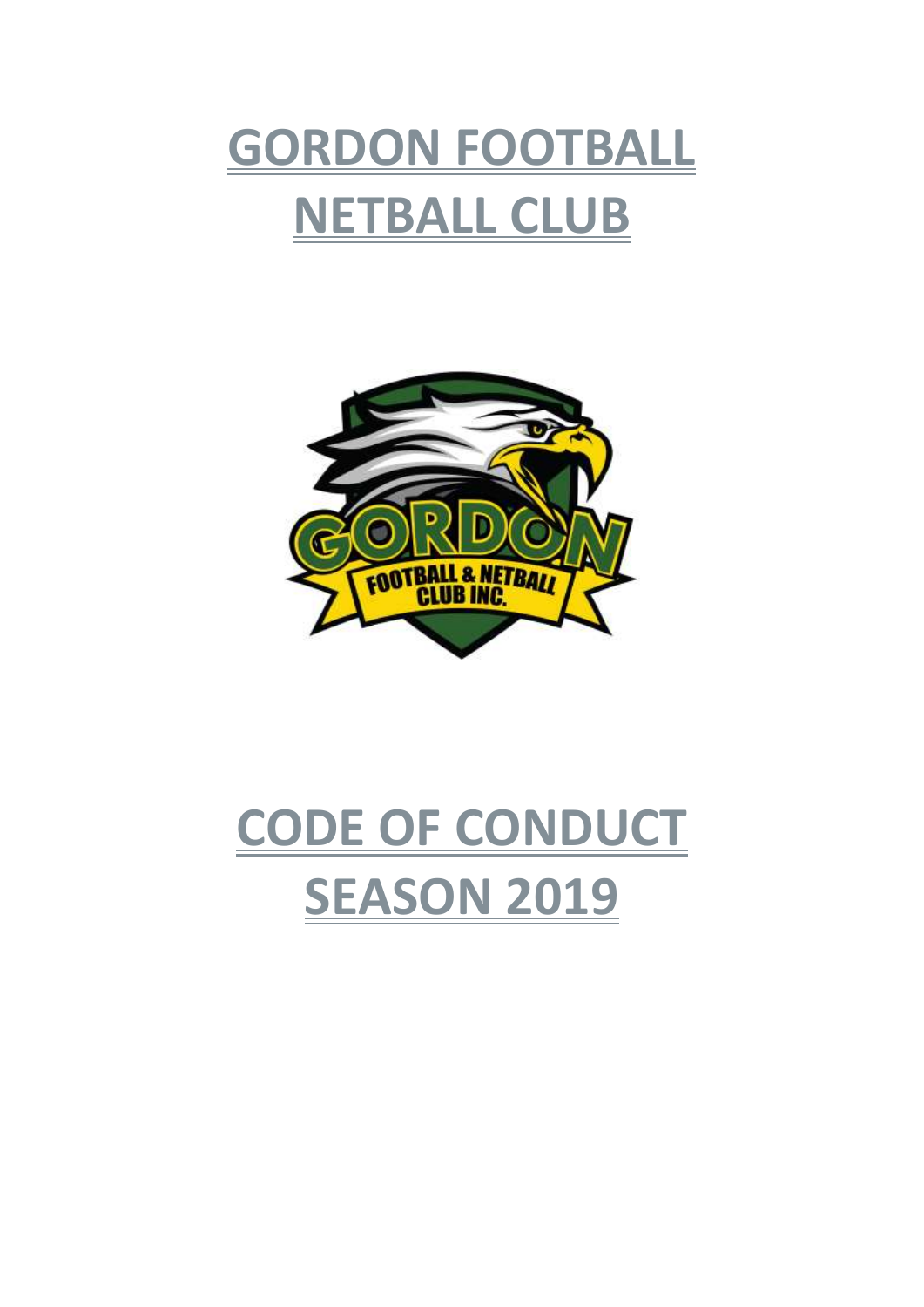# GORDON FOOTBALL NETBALL CLUB

# CODE OF CONDUCT SEASON 2019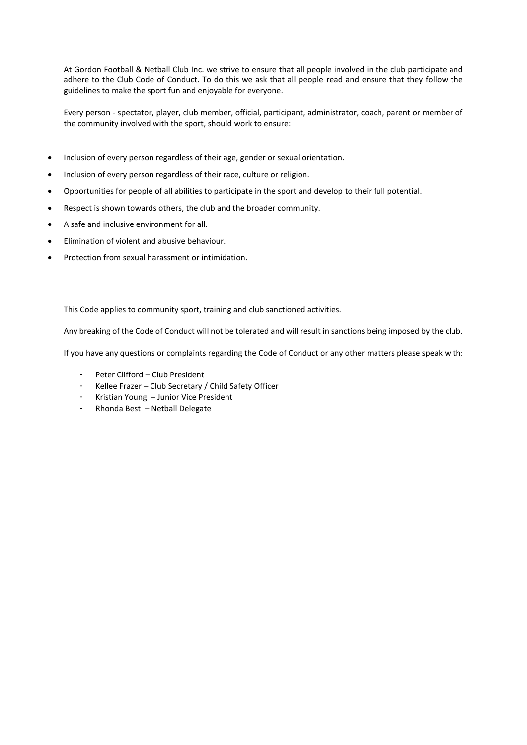At Gordon Football & Netball Club Inc. we strive to ensure that all people involved in the club participate and adhere to the Club Code of Conduct. To do this we ask that all people read and ensure that they follow the guidelines to make the sport fun and enjoyable for everyone.

Every person - spectator, player, club member, official, participant, administrator, coach, parent or member of the community involved with the sport, should work to ensure:

- Inclusion of every person regardless of their age, gender or sexual orientation.
- Inclusion of every person regardless of their race, culture or religion.
- Opportunities for people of all abilities to participate in the sport and develop to their full potential.
- Respect is shown towards others, the club and the broader community.
- A safe and inclusive environment for all.
- Elimination of violent and abusive behaviour.
- Protection from sexual harassment or intimidation.

This Code applies to community sport, training and club sanctioned activities.

Any breaking of the Code of Conduct will not be tolerated and will result in sanctions being imposed by the club.

If you have any questions or complaints regarding the Code of Conduct or any other matters please speak with:

- Peter Clifford – Club President
- Kellee Frazer – Club Secretary / Child Safety Officer
- Kristian Young – Junior Vice President
- Rhonda Best – Netball Delegate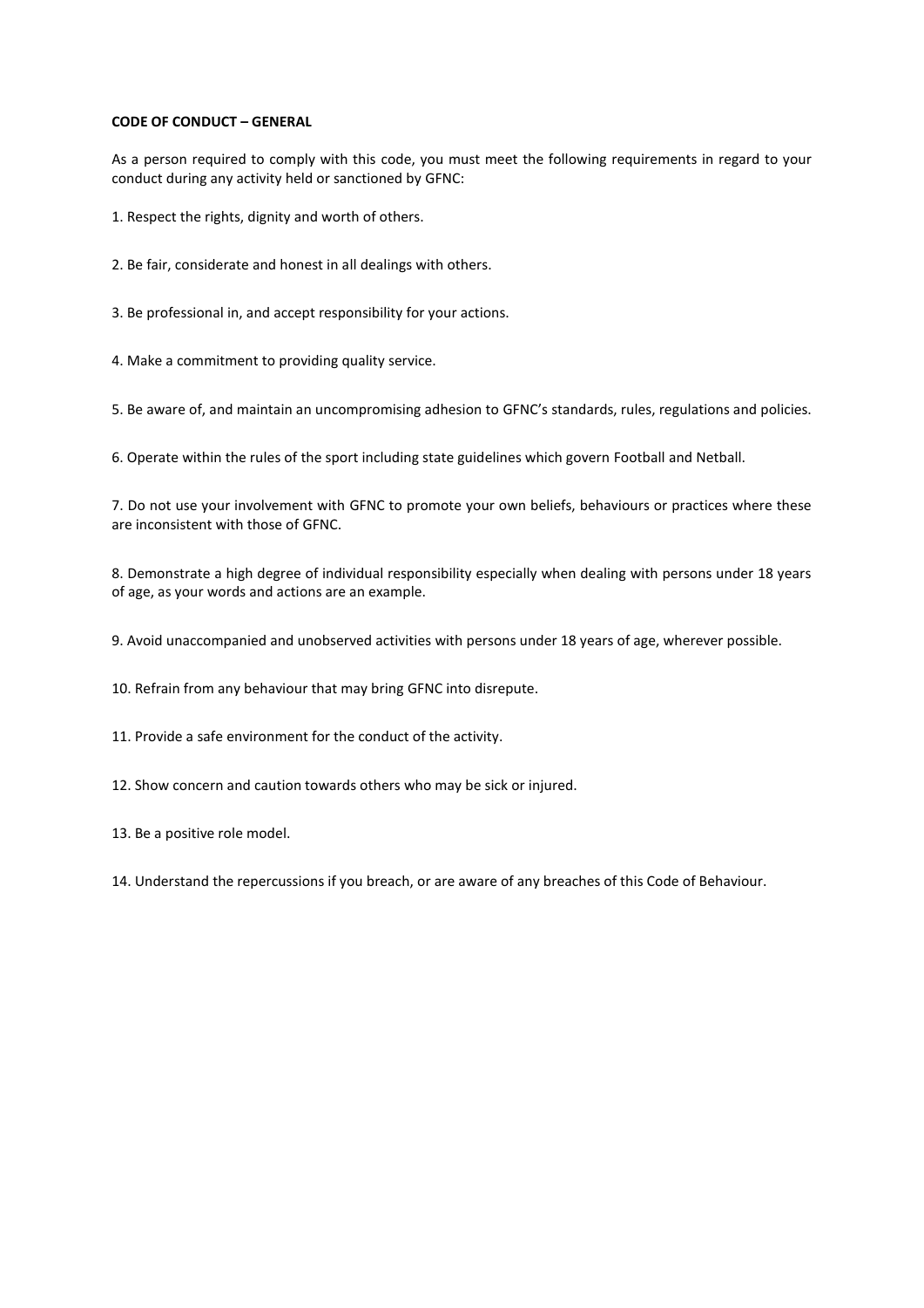**CODE OF CONDUCT – GENERAL**

As a person required to comply with this code, you must meet the following requirements in regard to your conduct during any activity held or sanctioned by GFNC:

1. Respect the rights, dignity and worth of others.

2. Be fair, considerate and honest in all dealings with others.

3. Be professional in, and accept responsibility for your actions.

4. Make a commitment to providing quality service.

5. Be aware of, and maintain an uncompromising adhesion to GFNC's standards, rules, regulations and policies.

6. Operate within the rules of the sport including state guidelines which govern Football and Netball.

7. Do not use your involvement with GFNC to promote your own beliefs, behaviours or practices where these are inconsistent with those of GFNC.

8. Demonstrate a high degree of individual responsibility especially when dealing with persons under 18 years of age, as your words and actions are an example.

9. Avoid unaccompanied and unobserved activities with persons under 18 years of age, wherever possible.

10. Refrain from any behaviour that may bring GFNC into disrepute.

11. Provide a safe environment for the conduct of the activity.

12. Show concern and caution towards others who may be sick or injured.

13. Be a positive role model.

14. Understand the repercussions if you breach, or are aware of any breaches of this Code of Behaviour.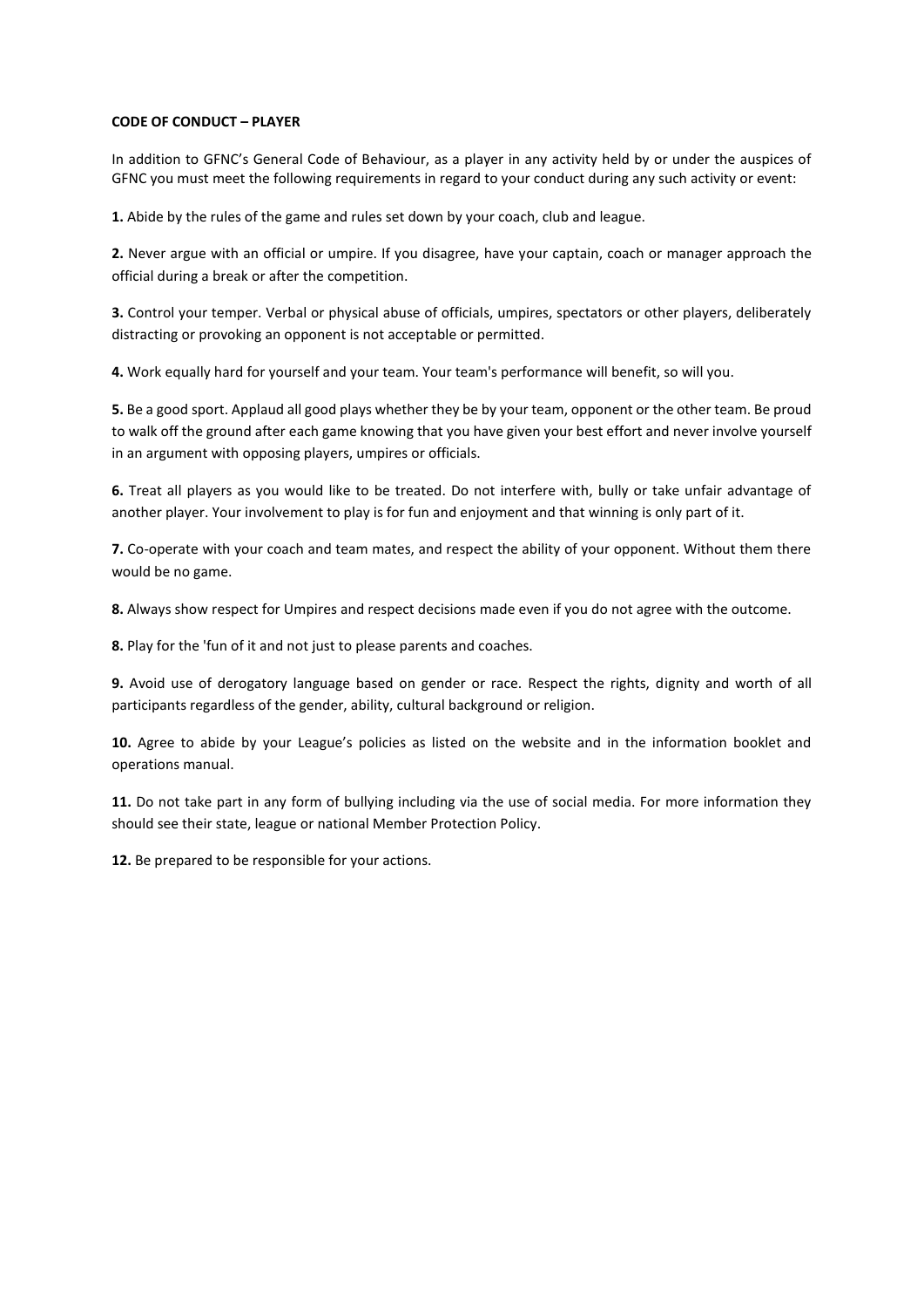**CODE OF CONDUCT – PLAYER**

In addition to GFNC's General Code of Behaviour, as a player in any activity held by or under the auspices of GFNC you must meet the following requirements in regard to your conduct during any such activity or event:

**1.** Abide by the rules of the game and rules set down by your coach, club and league.

**2.** Never argue with an official or umpire. If you disagree, have your captain, coach or manager approach the official during a break or after the competition.

**3.** Control your temper. Verbal or physical abuse of officials, umpires, spectators or other players, deliberately distracting or provoking an opponent is not acceptable or permitted.

**4.** Work equally hard for yourself and your team. Your team's performance will benefit, so will you.

**5.** Be a good sport. Applaud all good plays whether they be by your team, opponent or the other team. Be proud to walk off the ground after each game knowing that you have given your best effort and never involve yourself in an argument with opposing players, umpires or officials.

**6.** Treat all players as you would like to be treated. Do not interfere with, bully or take unfair advantage of another player. Your involvement to play is for fun and enjoyment and that winning is only part of it.

**7.** Co-operate with your coach and team mates, and respect the ability of your opponent. Without them there would be no game.

**8.** Always show respect for Umpires and respect decisions made even if you do not agree with the outcome.

**8.** Play for the 'fun of it and not just to please parents and coaches.

**9.** Avoid use of derogatory language based on gender or race. Respect the rights, dignity and worth of all participants regardless of the gender, ability, cultural background or religion.

**10.** Agree to abide by your League's policies as listed on the website and in the information booklet and operations manual.

**11.** Do not take part in any form of bullying including via the use of social media. For more information they should see their state, league or national Member Protection Policy.

**12.** Be prepared to be responsible for your actions.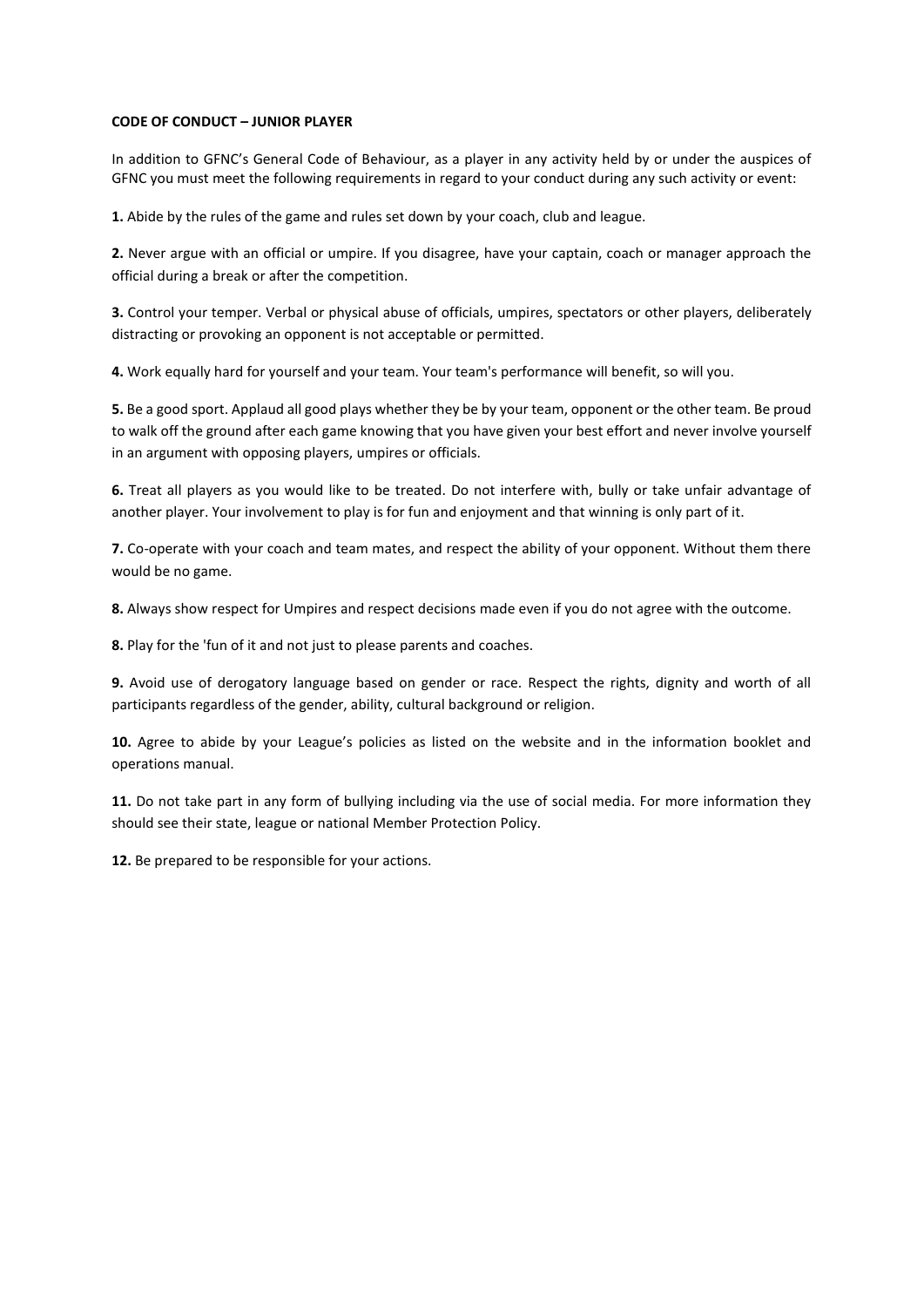**CODE OF CONDUCT – JUNIOR PLAYER**

In addition to GFNC's General Code of Behaviour, as a player in any activity held by or under the auspices of GFNC you must meet the following requirements in regard to your conduct during any such activity or event:

**1.** Abide by the rules of the game and rules set down by your coach, club and league.

**2.** Never argue with an official or umpire. If you disagree, have your captain, coach or manager approach the official during a break or after the competition.

**3.** Control your temper. Verbal or physical abuse of officials, umpires, spectators or other players, deliberately distracting or provoking an opponent is not acceptable or permitted.

**4.** Work equally hard for yourself and your team. Your team's performance will benefit, so will you.

**5.** Be a good sport. Applaud all good plays whether they be by your team, opponent or the other team. Be proud to walk off the ground after each game knowing that you have given your best effort and never involve yourself in an argument with opposing players, umpires or officials.

**6.** Treat all players as you would like to be treated. Do not interfere with, bully or take unfair advantage of another player. Your involvement to play is for fun and enjoyment and that winning is only part of it.

**7.** Co-operate with your coach and team mates, and respect the ability of your opponent. Without them there would be no game.

**8.** Always show respect for Umpires and respect decisions made even if you do not agree with the outcome.

**8.** Play for the 'fun of it and not just to please parents and coaches.

**9.** Avoid use of derogatory language based on gender or race. Respect the rights, dignity and worth of all participants regardless of the gender, ability, cultural background or religion.

**10.** Agree to abide by your League's policies as listed on the website and in the information booklet and operations manual.

**11.** Do not take part in any form of bullying including via the use of social media. For more information they should see their state, league or national Member Protection Policy.

**12.** Be prepared to be responsible for your actions.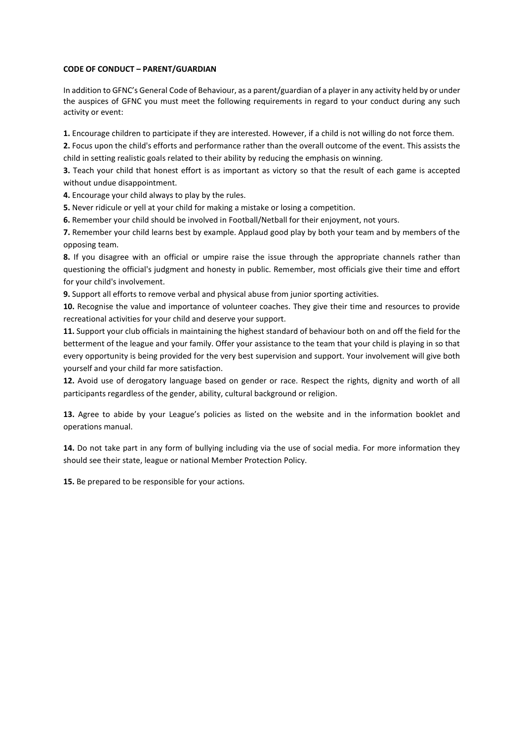**CODE OF CONDUCT – PARENT/GUARDIAN**

In addition to GFNC's General Code of Behaviour, as a parent/guardian of a player in any activity held by or under the auspices of GFNC you must meet the following requirements in regard to your conduct during any such activity or event:

**1.** Encourage children to participate if they are interested. However, if a child is not willing do not force them.

**2.** Focus upon the child's efforts and performance rather than the overall outcome of the event. This assists the child in setting realistic goals related to their ability by reducing the emphasis on winning.

**3.** Teach your child that honest effort is as important as victory so that the result of each game is accepted without undue disappointment.

**4.** Encourage your child always to play by the rules.

**5.** Never ridicule or yell at your child for making a mistake or losing a competition.

**6.** Remember your child should be involved in Football/Netball for their enjoyment, not yours.

**7.** Remember your child learns best by example. Applaud good play by both your team and by members of the opposing team.

**8.** If you disagree with an official or umpire raise the issue through the appropriate channels rather than questioning the official's judgment and honesty in public. Remember, most officials give their time and effort for your child's involvement.

**9.** Support all efforts to remove verbal and physical abuse from junior sporting activities.

**10.** Recognise the value and importance of volunteer coaches. They give their time and resources to provide recreational activities for your child and deserve your support.

**11.** Support your club officials in maintaining the highest standard of behaviour both on and off the field for the betterment of the league and your family. Offer your assistance to the team that your child is playing in so that every opportunity is being provided for the very best supervision and support. Your involvement will give both yourself and your child far more satisfaction.

**12.** Avoid use of derogatory language based on gender or race. Respect the rights, dignity and worth of all participants regardless of the gender, ability, cultural background or religion.

**13.** Agree to abide by your League's policies as listed on the website and in the information booklet and operations manual.

**14.** Do not take part in any form of bullying including via the use of social media. For more information they should see their state, league or national Member Protection Policy.

**15.** Be prepared to be responsible for your actions.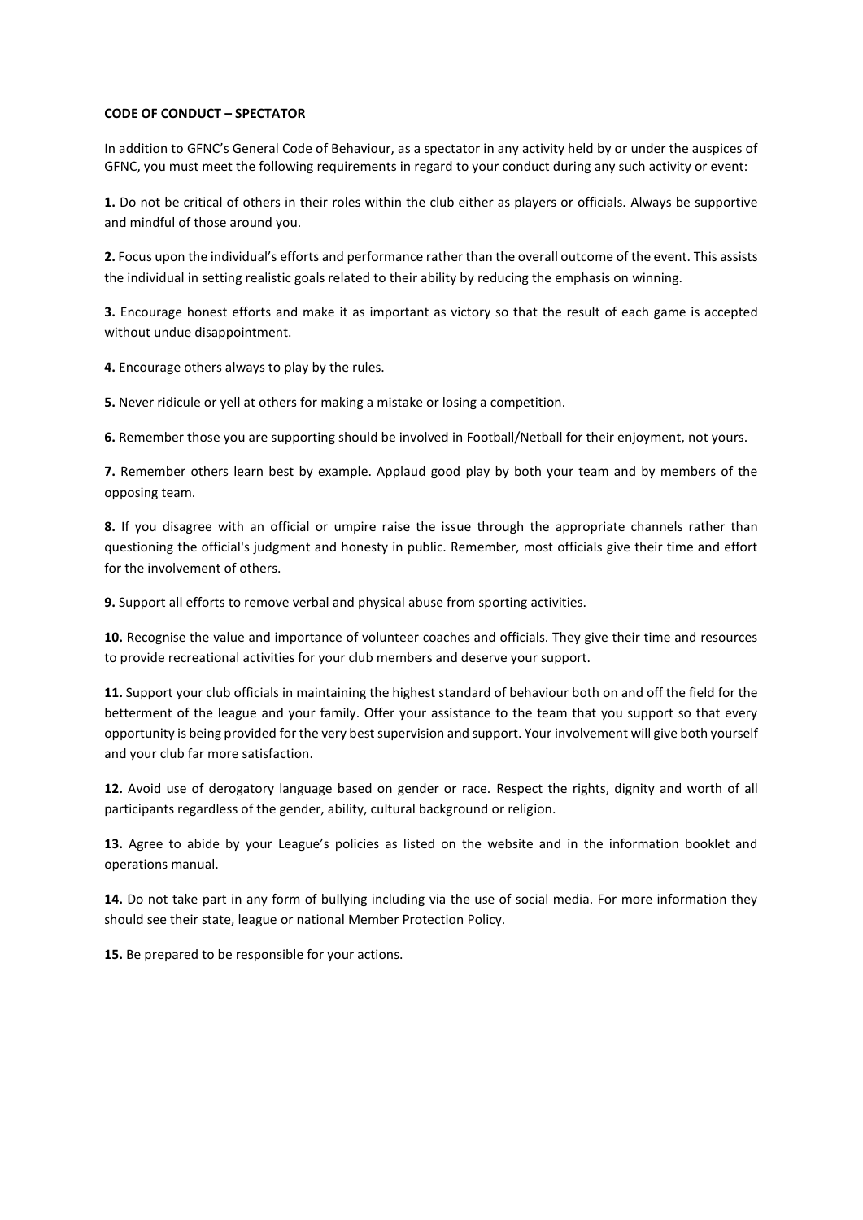**CODE OF CONDUCT – SPECTATOR**

In addition to GFNC's General Code of Behaviour, as a spectator in any activity held by or under the auspices of GFNC, you must meet the following requirements in regard to your conduct during any such activity or event:

**1.** Do not be critical of others in their roles within the club either as players or officials. Always be supportive and mindful of those around you.

**2.** Focus upon the individual's efforts and performance rather than the overall outcome of the event. This assists the individual in setting realistic goals related to their ability by reducing the emphasis on winning.

**3.** Encourage honest efforts and make it as important as victory so that the result of each game is accepted without undue disappointment.

**4.** Encourage others always to play by the rules.

**5.** Never ridicule or yell at others for making a mistake or losing a competition.

**6.** Remember those you are supporting should be involved in Football/Netball for their enjoyment, not yours.

**7.** Remember others learn best by example. Applaud good play by both your team and by members of the opposing team.

**8.** If you disagree with an official or umpire raise the issue through the appropriate channels rather than questioning the official's judgment and honesty in public. Remember, most officials give their time and effort for the involvement of others.

**9.** Support all efforts to remove verbal and physical abuse from sporting activities.

**10.** Recognise the value and importance of volunteer coaches and officials. They give their time and resources to provide recreational activities for your club members and deserve your support.

**11.** Support your club officials in maintaining the highest standard of behaviour both on and off the field for the betterment of the league and your family. Offer your assistance to the team that you support so that every opportunity is being provided for the very best supervision and support. Your involvement will give both yourself and your club far more satisfaction.

**12.** Avoid use of derogatory language based on gender or race. Respect the rights, dignity and worth of all participants regardless of the gender, ability, cultural background or religion.

**13.** Agree to abide by your League's policies as listed on the website and in the information booklet and operations manual.

**14.** Do not take part in any form of bullying including via the use of social media. For more information they should see their state, league or national Member Protection Policy.

**15.** Be prepared to be responsible for your actions.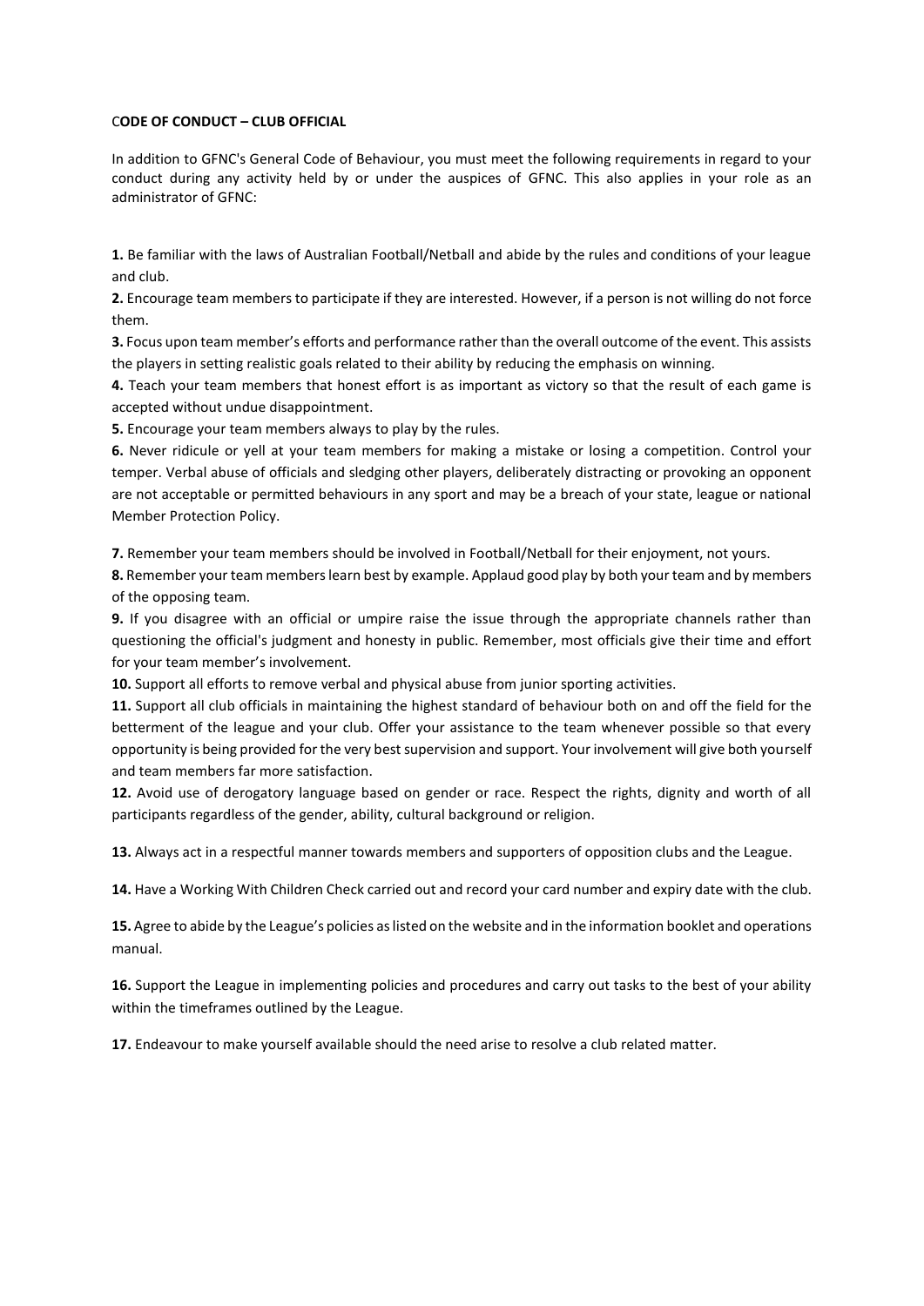## CODE OF CONDUCT – CLUB OFFICIAL

In addition to GFNC's General Code of Behaviour, you must meet the following requirements in regard to your conduct during any activity held by or under the auspices of GFNC. This also applies in your role as an administrator of GFNC:

**1.** Be familiar with the laws of Australian Football/Netball and abide by the rules and conditions of your league and club.

**2.** Encourage team members to participate if they are interested. However, if a person is not willing do not force them.

**3.** Focus upon team member's efforts and performance rather than the overall outcome of the event. This assists the players in setting realistic goals related to their ability by reducing the emphasis on winning.

**4.** Teach your team members that honest effort is as important as victory so that the result of each game is accepted without undue disappointment.

**5.** Encourage your team members always to play by the rules.

**6.** Never ridicule or yell at your team members for making a mistake or losing a competition. Control your temper. Verbal abuse of officials and sledging other players, deliberately distracting or provoking an opponent are not acceptable or permitted behaviours in any sport and may be a breach of your state, league or national Member Protection Policy.

**7.** Remember your team members should be involved in Football/Netball for their enjoyment, not yours.

**8.** Remember your team members learn best by example. Applaud good play by both your team and by members of the opposing team.

**9.** If you disagree with an official or umpire raise the issue through the appropriate channels rather than questioning the official's judgment and honesty in public. Remember, most officials give their time and effort for your team member's involvement.

**10.** Support all efforts to remove verbal and physical abuse from junior sporting activities.

**11.** Support all club officials in maintaining the highest standard of behaviour both on and off the field for the betterment of the league and your club. Offer your assistance to the team whenever possible so that every opportunity is being provided for the very best supervision and support. Your involvement will give both yourself and team members far more satisfaction.

**12.** Avoid use of derogatory language based on gender or race. Respect the rights, dignity and worth of all participants regardless of the gender, ability, cultural background or religion.

**13.** Always act in a respectful manner towards members and supporters of opposition clubs and the League.

**14.** Have a Working With Children Check carried out and record your card number and expiry date with the club.

**15.** Agree to abide by the League's policies as listed on the website and in the information booklet and operations manual.

**16.** Support the League in implementing policies and procedures and carry out tasks to the best of your ability within the timeframes outlined by the League.

**17.** Endeavour to make yourself available should the need arise to resolve a club related matter.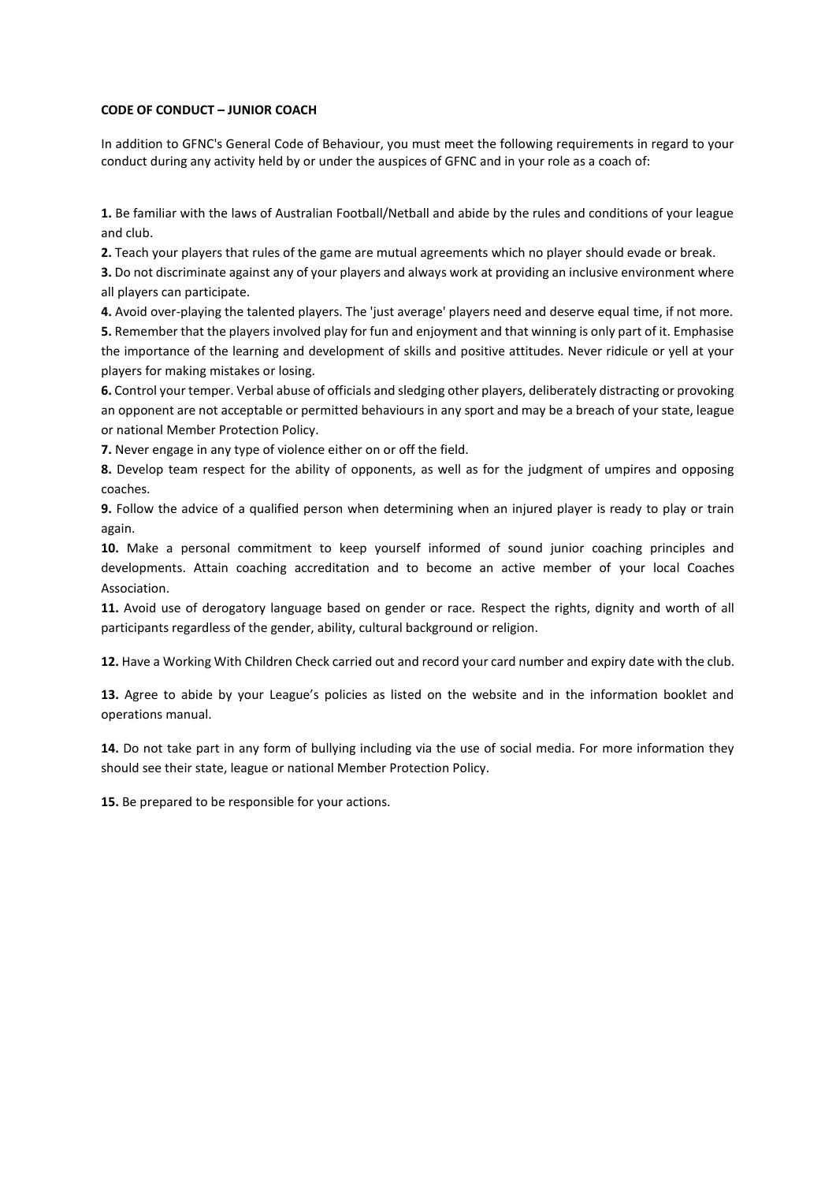**CODE OF CONDUCT – JUNIOR COACH**

In addition to GFNC's General Code of Behaviour, you must meet the following requirements in regard to your conduct during any activity held by or under the auspices of GFNC and in your role as a coach of:

**1.** Be familiar with the laws of Australian Football/Netball and abide by the rules and conditions of your league and club.

**2.** Teach your players that rules of the game are mutual agreements which no player should evade or break.

**3.** Do not discriminate against any of your players and always work at providing an inclusive environment where all players can participate.

**4.** Avoid over-playing the talented players. The 'just average' players need and deserve equal time, if not more.

**5.** Remember that the players involved play for fun and enjoyment and that winning is only part of it. Emphasise the importance of the learning and development of skills and positive attitudes. Never ridicule or yell at your players for making mistakes or losing.

**6.** Control your temper. Verbal abuse of officials and sledging other players, deliberately distracting or provoking an opponent are not acceptable or permitted behaviours in any sport and may be a breach of your state, league or national Member Protection Policy.

**7.** Never engage in any type of violence either on or off the field.

**8.** Develop team respect for the ability of opponents, as well as for the judgment of umpires and opposing coaches.

**9.** Follow the advice of a qualified person when determining when an injured player is ready to play or train again.

**10.** Make a personal commitment to keep yourself informed of sound junior coaching principles and developments. Attain coaching accreditation and to become an active member of your local Coaches Association.

**11.** Avoid use of derogatory language based on gender or race. Respect the rights, dignity and worth of all participants regardless of the gender, ability, cultural background or religion.

**12.** Have a Working With Children Check carried out and record your card number and expiry date with the club.

**13.** Agree to abide by your League's policies as listed on the website and in the information booklet and operations manual.

**14.** Do not take part in any form of bullying including via the use of social media. For more information they should see their state, league or national Member Protection Policy.

**15.** Be prepared to be responsible for your actions.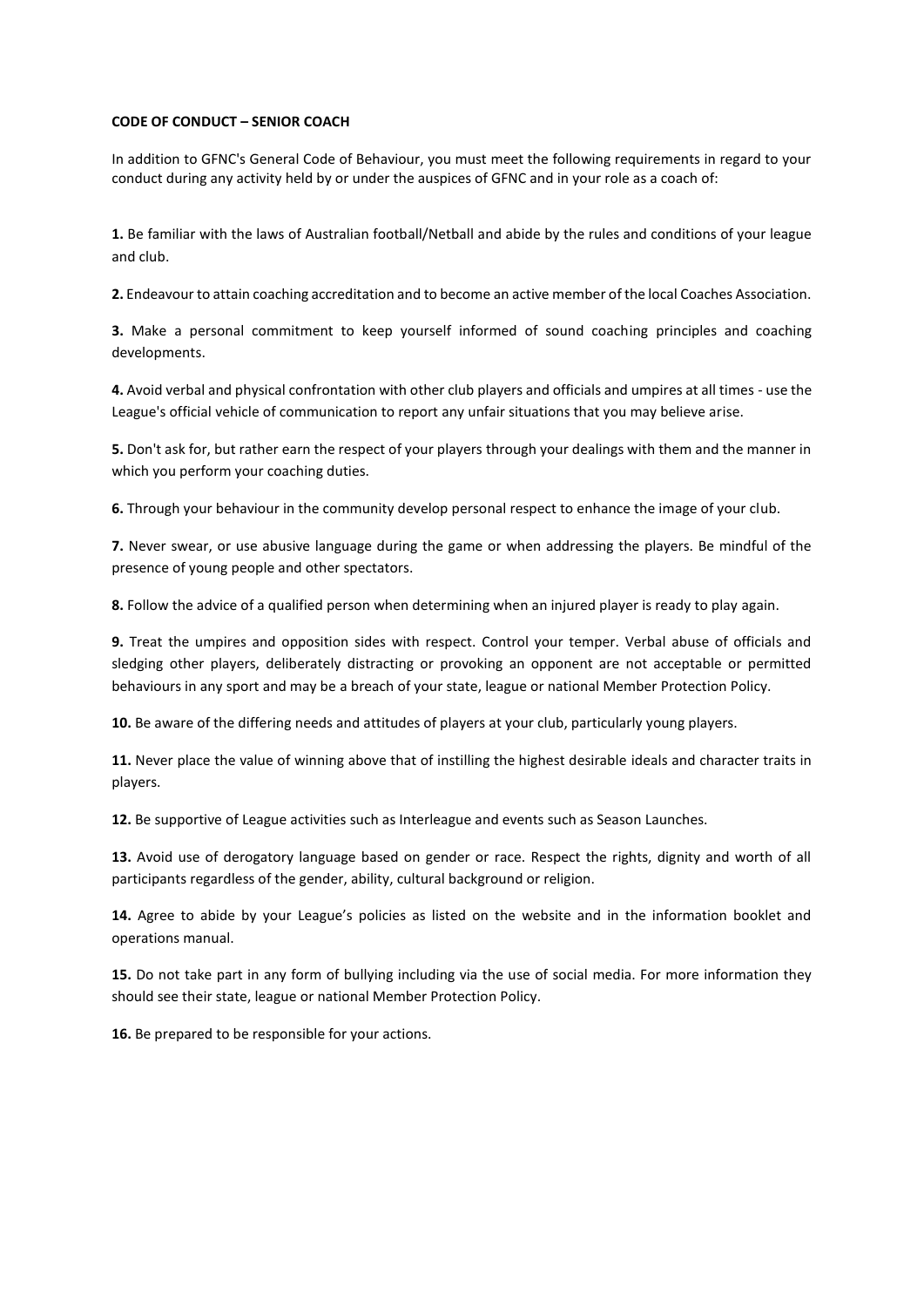**CODE OF CONDUCT – SENIOR COACH**

In addition to GFNC's General Code of Behaviour, you must meet the following requirements in regard to your conduct during any activity held by or under the auspices of GFNC and in your role as a coach of:

**1.** Be familiar with the laws of Australian football/Netball and abide by the rules and conditions of your league and club.

**2.** Endeavour to attain coaching accreditation and to become an active member of the local Coaches Association.

**3.** Make a personal commitment to keep yourself informed of sound coaching principles and coaching developments.

**4.** Avoid verbal and physical confrontation with other club players and officials and umpires at all times - use the League's official vehicle of communication to report any unfair situations that you may believe arise.

**5.** Don't ask for, but rather earn the respect of your players through your dealings with them and the manner in which you perform your coaching duties.

**6.** Through your behaviour in the community develop personal respect to enhance the image of your club.

**7.** Never swear, or use abusive language during the game or when addressing the players. Be mindful of the presence of young people and other spectators.

**8.** Follow the advice of a qualified person when determining when an injured player is ready to play again.

**9.** Treat the umpires and opposition sides with respect. Control your temper. Verbal abuse of officials and sledging other players, deliberately distracting or provoking an opponent are not acceptable or permitted behaviours in any sport and may be a breach of your state, league or national Member Protection Policy.

**10.** Be aware of the differing needs and attitudes of players at your club, particularly young players.

**11.** Never place the value of winning above that of instilling the highest desirable ideals and character traits in players.

**12.** Be supportive of League activities such as Interleague and events such as Season Launches.

**13.** Avoid use of derogatory language based on gender or race. Respect the rights, dignity and worth of all participants regardless of the gender, ability, cultural background or religion.

**14.** Agree to abide by your League's policies as listed on the website and in the information booklet and operations manual.

**15.** Do not take part in any form of bullying including via the use of social media. For more information they should see their state, league or national Member Protection Policy.

**16.** Be prepared to be responsible for your actions.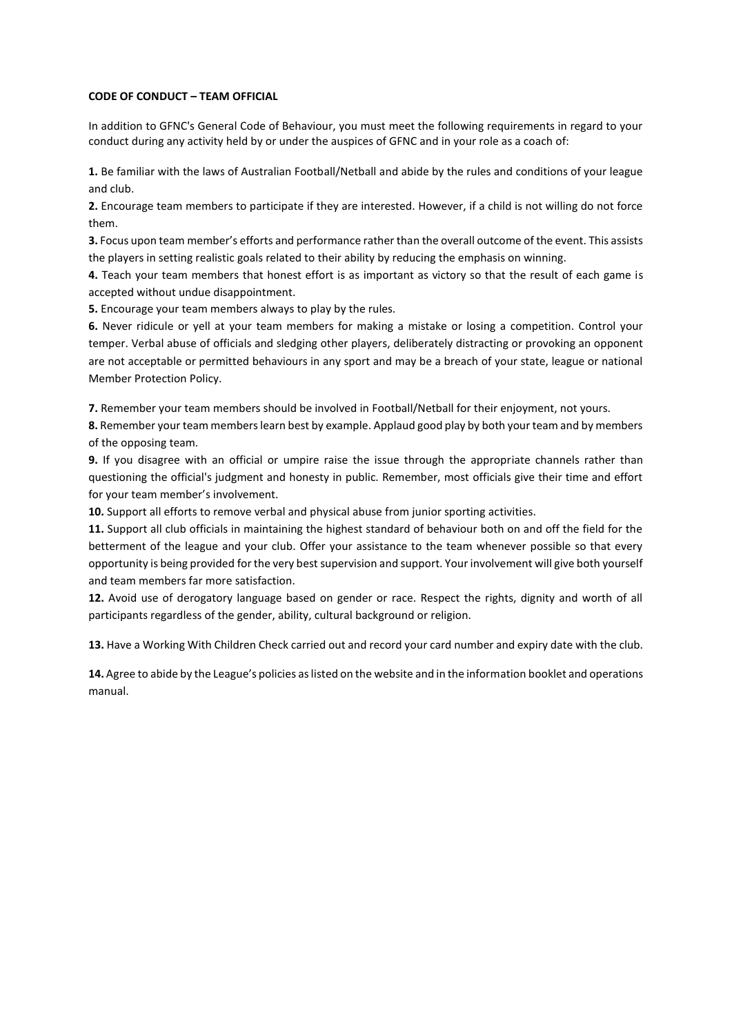**CODE OF CONDUCT – TEAM OFFICIAL**

In addition to GFNC's General Code of Behaviour, you must meet the following requirements in regard to your conduct during any activity held by or under the auspices of GFNC and in your role as a coach of:

**1.** Be familiar with the laws of Australian Football/Netball and abide by the rules and conditions of your league and club.

**2.** Encourage team members to participate if they are interested. However, if a child is not willing do not force them.

**3.** Focus upon team member's efforts and performance rather than the overall outcome of the event. This assists the players in setting realistic goals related to their ability by reducing the emphasis on winning.

**4.** Teach your team members that honest effort is as important as victory so that the result of each game is accepted without undue disappointment.

**5.** Encourage your team members always to play by the rules.

**6.** Never ridicule or yell at your team members for making a mistake or losing a competition. Control your temper. Verbal abuse of officials and sledging other players, deliberately distracting or provoking an opponent are not acceptable or permitted behaviours in any sport and may be a breach of your state, league or national Member Protection Policy.

**7.** Remember your team members should be involved in Football/Netball for their enjoyment, not yours.

**8.** Remember your team members learn best by example. Applaud good play by both your team and by members of the opposing team.

**9.** If you disagree with an official or umpire raise the issue through the appropriate channels rather than questioning the official's judgment and honesty in public. Remember, most officials give their time and effort for your team member's involvement.

**10.** Support all efforts to remove verbal and physical abuse from junior sporting activities.

**11.** Support all club officials in maintaining the highest standard of behaviour both on and off the field for the betterment of the league and your club. Offer your assistance to the team whenever possible so that every opportunity is being provided for the very best supervision and support. Your involvement will give both yourself and team members far more satisfaction.

**12.** Avoid use of derogatory language based on gender or race. Respect the rights, dignity and worth of all participants regardless of the gender, ability, cultural background or religion.

**13.** Have a Working With Children Check carried out and record your card number and expiry date with the club.

**14.** Agree to abide by the League's policies as listed on the website and in the information booklet and operations manual.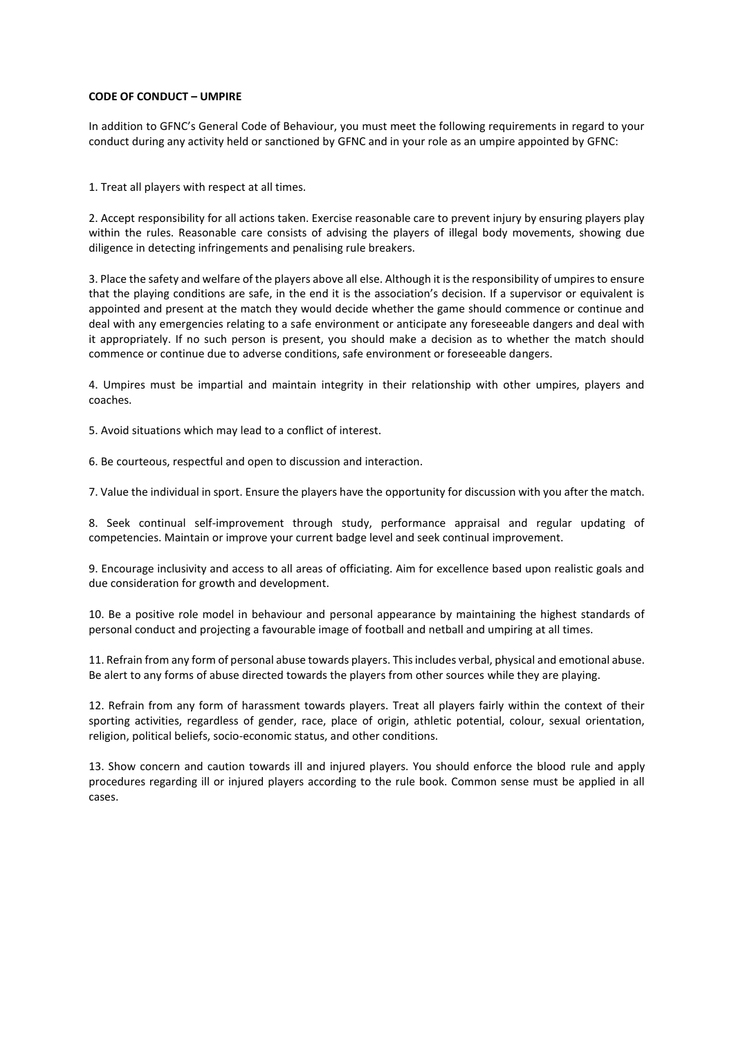**CODE OF CONDUCT – UMPIRE**

In addition to GFNC's General Code of Behaviour, you must meet the following requirements in regard to your conduct during any activity held or sanctioned by GFNC and in your role as an umpire appointed by GFNC:

1. Treat all players with respect at all times.

2. Accept responsibility for all actions taken. Exercise reasonable care to prevent injury by ensuring players play within the rules. Reasonable care consists of advising the players of illegal body movements, showing due diligence in detecting infringements and penalising rule breakers.

3. Place the safety and welfare of the players above all else. Although it is the responsibility of umpires to ensure that the playing conditions are safe, in the end it is the association's decision. If a supervisor or equivalent is appointed and present at the match they would decide whether the game should commence or continue and deal with any emergencies relating to a safe environment or anticipate any foreseeable dangers and deal with it appropriately. If no such person is present, you should make a decision as to whether the match should commence or continue due to adverse conditions, safe environment or foreseeable dangers.

4. Umpires must be impartial and maintain integrity in their relationship with other umpires, players and coaches.

5. Avoid situations which may lead to a conflict of interest.

6. Be courteous, respectful and open to discussion and interaction.

7. Value the individual in sport. Ensure the players have the opportunity for discussion with you after the match.

8. Seek continual self-improvement through study, performance appraisal and regular updating of competencies. Maintain or improve your current badge level and seek continual improvement.

9. Encourage inclusivity and access to all areas of officiating. Aim for excellence based upon realistic goals and due consideration for growth and development.

10. Be a positive role model in behaviour and personal appearance by maintaining the highest standards of personal conduct and projecting a favourable image of football and netball and umpiring at all times.

11. Refrain from any form of personal abuse towards players. This includes verbal, physical and emotional abuse. Be alert to any forms of abuse directed towards the players from other sources while they are playing.

12. Refrain from any form of harassment towards players. Treat all players fairly within the context of their sporting activities, regardless of gender, race, place of origin, athletic potential, colour, sexual orientation, religion, political beliefs, socio-economic status, and other conditions.

13. Show concern and caution towards ill and injured players. You should enforce the blood rule and apply procedures regarding ill or injured players according to the rule book. Common sense must be applied in all cases.